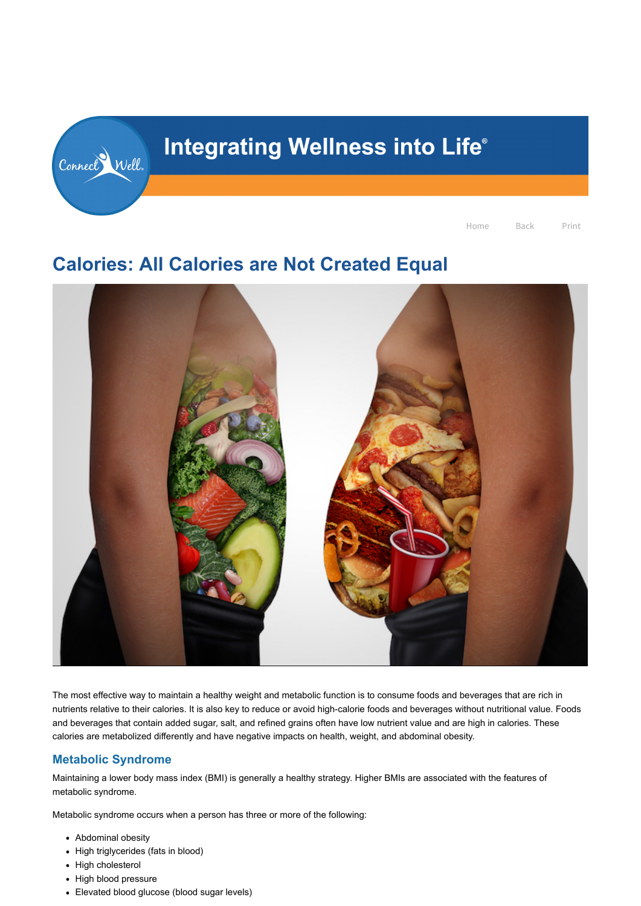Integrating Wellness into Life®

Home Back Print

# Calories: All Calories are Not Created Equal

The most effective way to maintain a healthy weight and metabolic function is to consume foods and beverages that are rich in nutrients relative to their calories. It is also key to reduce or avoid high-calorie foods and beverages without nutritional value. Foods and beverages that contain added sugar, salt, and refined grains often have low nutrient value and are high in calories. These calories are metabolized differently and have negative impacts on health, weight, and abdominal obesity.

## Metabolic Syndrome

Maintaining a lower body mass index (BMI) is generally a healthy strategy. Higher BMIs are associated with the features of metabolic syndrome.

Metabolic syndrome occurs when a person has three or more of the following:

- Abdominal obesity
- High triglycerides (fats in blood)
- High cholesterol
- High blood pressure
- Elevated blood glucose (blood sugar levels)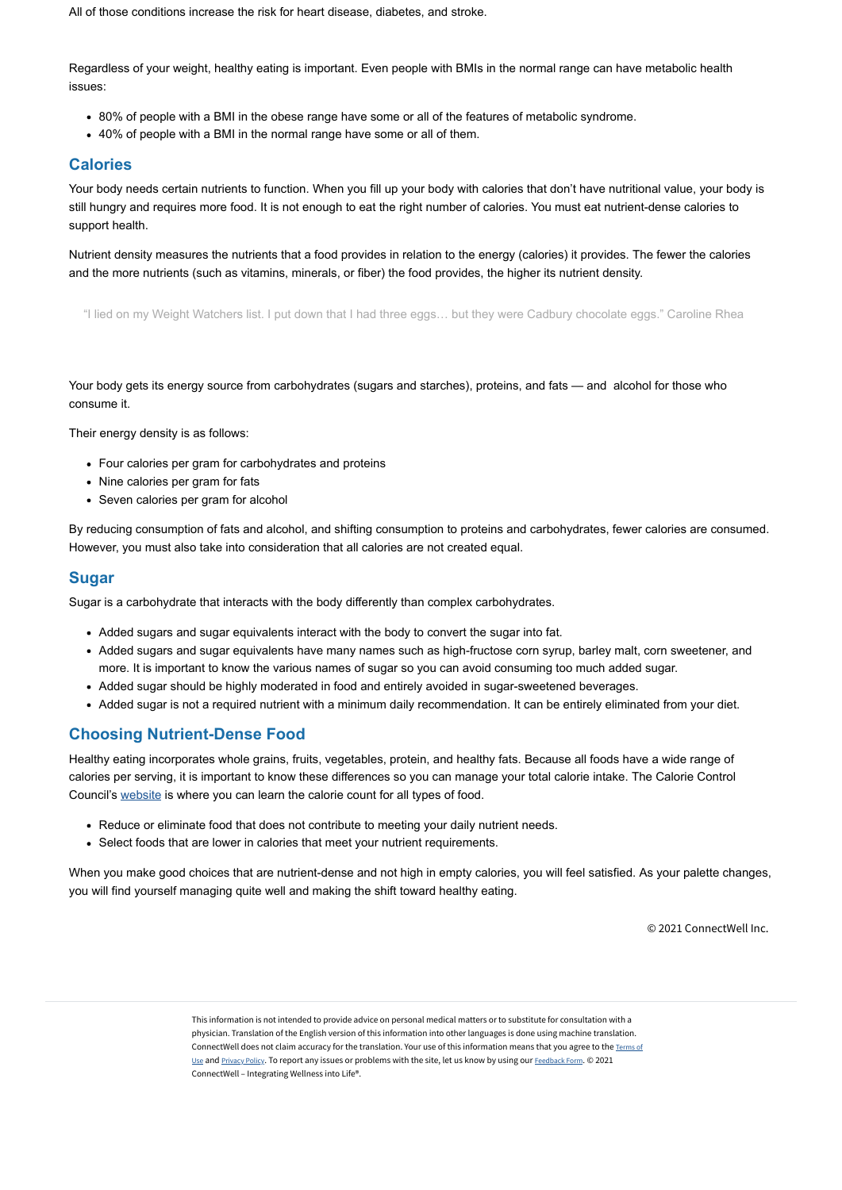All of those conditions increase the risk for heart disease, diabetes, and stroke.

Regardless of your weight, healthy eating is important. Even people with BMIs in the normal range can have metabolic health issues:

- 80% of people with a BMI in the obese range have some or all of the features of metabolic syndrome.
- 40% of people with a BMI in the normal range have some or all of them.

## Calories

Your body needs certain nutrients to function. When you fill up your body with calories that don't have nutritional value, your body is still hungry and requires more food. It is not enough to eat the right number of calories. You must eat nutrient-dense calories to support health.

Nutrient density measures the nutrients that a food provides in relation to the energy (calories) it provides. The fewer the calories and the more nutrients (such as vitamins, minerals, or fiber) the food provides, the higher its nutrient density.

> "I lied on my Weight Watchers list. I put down that I had three eggs… but they were Cadbury chocolate eggs." Caroline Rhea

Your body gets its energy source from carbohydrates (sugars and starches), proteins, and fats — and alcohol for those who consume it.

Their energy density is as follows:

- Four calories per gram for carbohydrates and proteins
- Nine calories per gram for fats
- Seven calories per gram for alcohol

By reducing consumption of fats and alcohol, and shifting consumption to proteins and carbohydrates, fewer calories are consumed. However, you must also take into consideration that all calories are not created equal.

## Sugar

Sugar is a carbohydrate that interacts with the body differently than complex carbohydrates.

- Added sugars and sugar equivalents interact with the body to convert the sugar into fat.
- Added sugars and sugar equivalents have many names such as high-fructose corn syrup, barley malt, corn sweetener, and more. It is important to know the various names of sugar so you can avoid consuming too much added sugar.
- Added sugar should be highly moderated in food and entirely avoided in sugar-sweetened beverages.
- Added sugar is not a required nutrient with a minimum daily recommendation. It can be entirely eliminated from your diet.

## Choosing Nutrient-Dense Food

Healthy eating incorporates whole grains, fruits, vegetables, protein, and healthy fats. Because all foods have a wide range of calories per serving, it is important to know these differences so you can manage your total calorie intake. The Calorie Control Council's website is where you can learn the calorie count for all types of food.

- Reduce or eliminate food that does not contribute to meeting your daily nutrient needs.
- Select foods that are lower in calories that meet your nutrient requirements.

When you make good choices that are nutrient-dense and not high in empty calories, you will feel satisfied. As your palette changes, you will find yourself managing quite well and making the shift toward healthy eating.

© 2021 ConnectWell Inc.

This information is not intended to provide advice on personal medical matters or to substitute for consultation with a physician. Translation of the English version of this information into other languages is done using machine translation. ConnectWell does not claim accuracy for the translation. Your use of this information means that you agree to the Terms of Use and Privacy Policy. To report any issues or problems with the site, let us know by using our Feedback Form. © 2021 ConnectWell – Integrating Wellness into Life®.